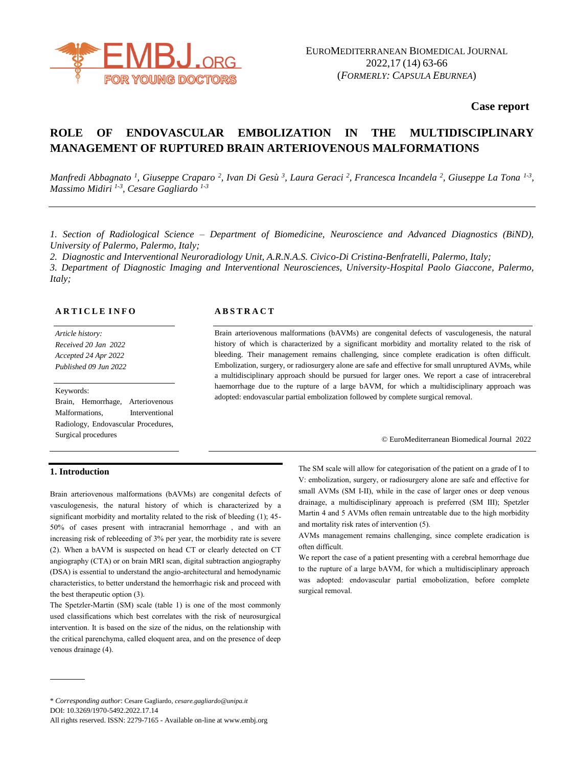Case report

# ROLE OF ENDOVASCULAR EMBOLIZATION IN THE MULTIDISCIPLINARY MANAGEMENT OF RUPTURED BRAIN ARTERIOVENOUS MALFORMATIONS

*Manfredi Abbagnato [1], Giuseppe Craparo [2], Ivan Di Gesù [3], Laura Geraci [2], Francesca Incandela [2], Giuseppe La Tona [1-3], Massimo Midiri [1-3], Cesare Gagliardo [1-3]*

*1. Section of Radiological Science – Department of Biomedicine, Neuroscience and Advanced Diagnostics (BiND), University of Palermo, Palermo, Italy;*
*2. Diagnostic and Interventional Neuroradiology Unit, A.R.N.A.S. Civico-Di Cristina-Benfratelli, Palermo, Italy;*
*3. Department of Diagnostic Imaging and Interventional Neurosciences, University-Hospital Paolo Giaccone, Palermo, Italy;*

**ARTICLE INFO**

*Article history:*
*Received 20 Jan 2022*
*Accepted 24 Apr 2022*
*Published 09 Jun 2022*

Keywords:
Brain, Hemorrhage, Arteriovenous Malformations, Interventional Radiology, Endovascular Procedures, Surgical procedures

**ABSTRACT**

Brain arteriovenous malformations (bAVMs) are congenital defects of vasculogenesis, the natural history of which is characterized by a significant morbidity and mortality related to the risk of bleeding. Their management remains challenging, since complete eradication is often difficult. Embolization, surgery, or radiosurgery alone are safe and effective for small unruptured AVMs, while a multidisciplinary approach should be pursued for larger ones. We report a case of intracerebral haemorrhage due to the rupture of a large bAVM, for which a multidisciplinary approach was adopted: endovascular partial embolization followed by complete surgical removal.

© EuroMediterranean Biomedical Journal 2022

## 1. Introduction

Brain arteriovenous malformations (bAVMs) are congenital defects of vasculogenesis, the natural history of which is characterized by a significant morbidity and mortality related to the risk of bleeding (1); 45-50% of cases present with intracranial hemorrhage , and with an increasing risk of rebleeeding of 3% per year, the morbidity rate is severe (2). When a bAVM is suspected on head CT or clearly detected on CT angiography (CTA) or on brain MRI scan, digital subtraction angiography (DSA) is essential to understand the angio-architectural and hemodynamic characteristics, to better understand the hemorrhagic risk and proceed with the best therapeutic option (3).

The Spetzler-Martin (SM) scale (table 1) is one of the most commonly used classifications which best correlates with the risk of neurosurgical intervention. It is based on the size of the nidus, on the relationship with the critical parenchyma, called eloquent area, and on the presence of deep venous drainage (4).

The SM scale will allow for categorisation of the patient on a grade of I to V: embolization, surgery, or radiosurgery alone are safe and effective for small AVMs (SM I-II), while in the case of larger ones or deep venous drainage, a multidisciplinary approach is preferred (SM III); Spetzler Martin 4 and 5 AVMs often remain untreatable due to the high morbidity and mortality risk rates of intervention (5).

AVMs management remains challenging, since complete eradication is often difficult.

We report the case of a patient presenting with a cerebral hemorrhage due to the rupture of a large bAVM, for which a multidisciplinary approach was adopted: endovascular partial emobolization, before complete surgical removal.

\* *Corresponding author*: Cesare Gagliardo, *cesare.gagliardo@unipa.it*
DOI: 10.3269/1970-5492.2022.17.14
All rights reserved. ISSN: 2279-7165 - Available on-line at www.embj.org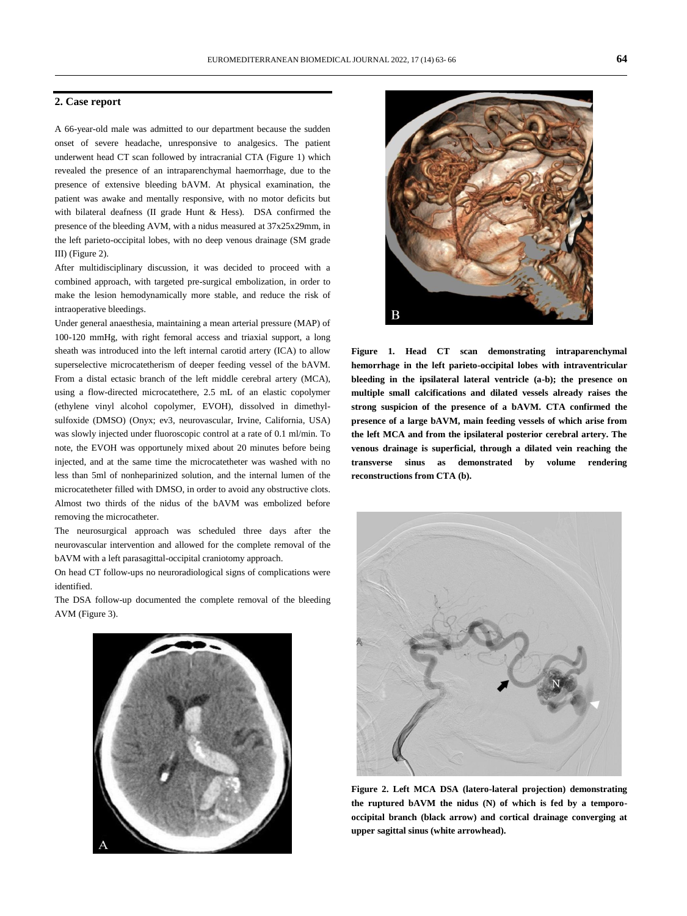## 2. Case report

A 66-year-old male was admitted to our department because the sudden onset of severe headache, unresponsive to analgesics. The patient underwent head CT scan followed by intracranial CTA (Figure 1) which revealed the presence of an intraparenchymal haemorrhage, due to the presence of extensive bleeding bAVM. At physical examination, the patient was awake and mentally responsive, with no motor deficits but with bilateral deafness (II grade Hunt & Hess). DSA confirmed the presence of the bleeding AVM, with a nidus measured at 37x25x29mm, in the left parieto-occipital lobes, with no deep venous drainage (SM grade III) (Figure 2).

After multidisciplinary discussion, it was decided to proceed with a combined approach, with targeted pre-surgical embolization, in order to make the lesion hemodynamically more stable, and reduce the risk of intraoperative bleedings.

Under general anaesthesia, maintaining a mean arterial pressure (MAP) of 100-120 mmHg, with right femoral access and triaxial support, a long sheath was introduced into the left internal carotid artery (ICA) to allow superselective microcatetherism of deeper feeding vessel of the bAVM. From a distal ectasic branch of the left middle cerebral artery (MCA), using a flow-directed microcatethere, 2.5 mL of an elastic copolymer (ethylene vinyl alcohol copolymer, EVOH), dissolved in dimethyl-sulfoxide (DMSO) (Onyx; ev3, neurovascular, Irvine, California, USA) was slowly injected under fluoroscopic control at a rate of 0.1 ml/min. To note, the EVOH was opportunely mixed about 20 minutes before being injected, and at the same time the microcatetheter was washed with no less than 5ml of nonheparinized solution, and the internal lumen of the microcatetheter filled with DMSO, in order to avoid any obstructive clots. Almost two thirds of the nidus of the bAVM was embolized before removing the microcatheter.

The neurosurgical approach was scheduled three days after the neurovascular intervention and allowed for the complete removal of the bAVM with a left parasagittal-occipital craniotomy approach.

On head CT follow-ups no neuroradiological signs of complications were identified.

The DSA follow-up documented the complete removal of the bleeding AVM (Figure 3).

**Figure 1. Head CT scan demonstrating intraparenchymal hemorrhage in the left parieto-occipital lobes with intraventricular bleeding in the ipsilateral lateral ventricle (a-b); the presence on multiple small calcifications and dilated vessels already raises the strong suspicion of the presence of a bAVM. CTA confirmed the presence of a large bAVM, main feeding vessels of which arise from the left MCA and from the ipsilateral posterior cerebral artery. The venous drainage is superficial, through a dilated vein reaching the transverse sinus as demonstrated by volume rendering reconstructions from CTA (b).**

**Figure 2. Left MCA DSA (latero-lateral projection) demonstrating the ruptured bAVM the nidus (N) of which is fed by a temporo-occipital branch (black arrow) and cortical drainage converging at upper sagittal sinus (white arrowhead).**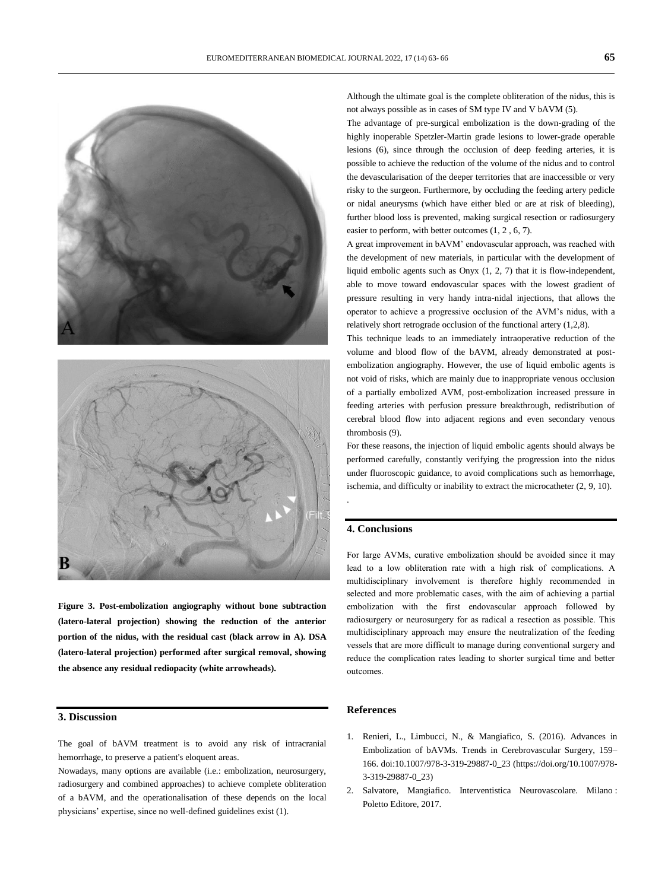Figure 3. Post-embolization angiography without bone subtraction (latero-lateral projection) showing the reduction of the anterior portion of the nidus, with the residual cast (black arrow in A). DSA (latero-lateral projection) performed after surgical removal, showing the absence any residual rediopacity (white arrowheads).

## 3. Discussion

The goal of bAVM treatment is to avoid any risk of intracranial hemorrhage, to preserve a patient's eloquent areas.

Nowadays, many options are available (i.e.: embolization, neurosurgery, radiosurgery and combined approaches) to achieve complete obliteration of a bAVM, and the operationalisation of these depends on the local physicians' expertise, since no well-defined guidelines exist (1).

Although the ultimate goal is the complete obliteration of the nidus, this is not always possible as in cases of SM type IV and V bAVM (5).

The advantage of pre-surgical embolization is the down-grading of the highly inoperable Spetzler-Martin grade lesions to lower-grade operable lesions (6), since through the occlusion of deep feeding arteries, it is possible to achieve the reduction of the volume of the nidus and to control the devascularisation of the deeper territories that are inaccessible or very risky to the surgeon. Furthermore, by occluding the feeding artery pedicle or nidal aneurysms (which have either bled or are at risk of bleeding), further blood loss is prevented, making surgical resection or radiosurgery easier to perform, with better outcomes (1, 2 , 6, 7).

A great improvement in bAVM' endovascular approach, was reached with the development of new materials, in particular with the development of liquid embolic agents such as Onyx (1, 2, 7) that it is flow-independent, able to move toward endovascular spaces with the lowest gradient of pressure resulting in very handy intra-nidal injections, that allows the operator to achieve a progressive occlusion of the AVM's nidus, with a relatively short retrograde occlusion of the functional artery (1,2,8).

This technique leads to an immediately intraoperative reduction of the volume and blood flow of the bAVM, already demonstrated at post-embolization angiography. However, the use of liquid embolic agents is not void of risks, which are mainly due to inappropriate venous occlusion of a partially embolized AVM, post-embolization increased pressure in feeding arteries with perfusion pressure breakthrough, redistribution of cerebral blood flow into adjacent regions and even secondary venous thrombosis (9).

For these reasons, the injection of liquid embolic agents should always be performed carefully, constantly verifying the progression into the nidus under fluoroscopic guidance, to avoid complications such as hemorrhage, ischemia, and difficulty or inability to extract the microcatheter (2, 9, 10).

## 4. Conclusions

For large AVMs, curative embolization should be avoided since it may lead to a low obliteration rate with a high risk of complications. A multidisciplinary involvement is therefore highly recommended in selected and more problematic cases, with the aim of achieving a partial embolization with the first endovascular approach followed by radiosurgery or neurosurgery for as radical a resection as possible. This multidisciplinary approach may ensure the neutralization of the feeding vessels that are more difficult to manage during conventional surgery and reduce the complication rates leading to shorter surgical time and better outcomes.

## References

1. Renieri, L., Limbucci, N., & Mangiafico, S. (2016). Advances in Embolization of bAVMs. Trends in Cerebrovascular Surgery, 159–166. doi:10.1007/978-3-319-29887-0_23 (https://doi.org/10.1007/978-3-319-29887-0_23)
2. Salvatore, Mangiafico. Interventistica Neurovascolare. Milano : Poletto Editore, 2017.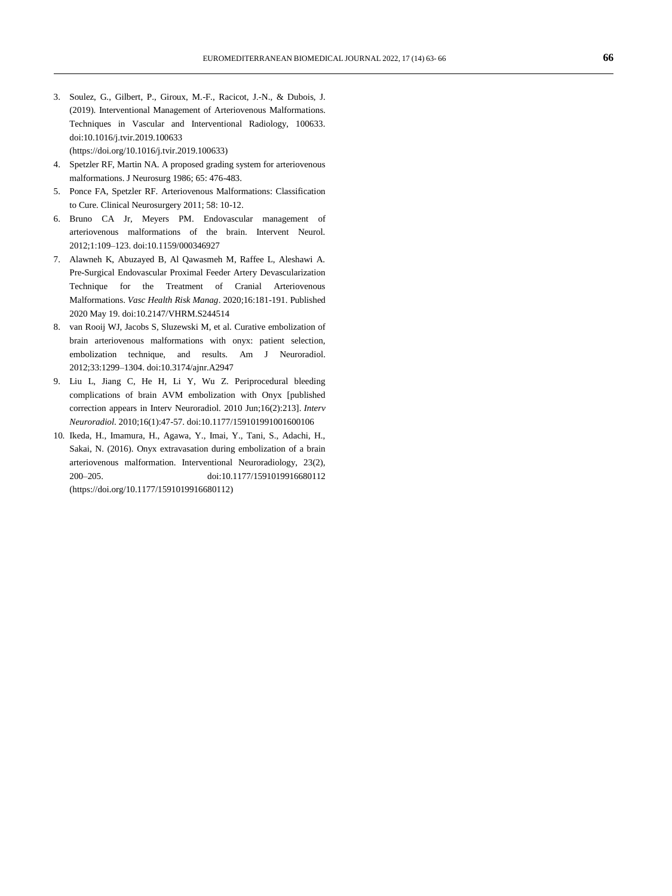3. Soulez, G., Gilbert, P., Giroux, M.-F., Racicot, J.-N., & Dubois, J. (2019). Interventional Management of Arteriovenous Malformations. Techniques in Vascular and Interventional Radiology, 100633. doi:10.1016/j.tvir.2019.100633 (https://doi.org/10.1016/j.tvir.2019.100633)
4. Spetzler RF, Martin NA. A proposed grading system for arteriovenous malformations. J Neurosurg 1986; 65: 476-483.
5. Ponce FA, Spetzler RF. Arteriovenous Malformations: Classification to Cure. Clinical Neurosurgery 2011; 58: 10-12.
6. Bruno CA Jr, Meyers PM. Endovascular management of arteriovenous malformations of the brain. Intervent Neurol. 2012;1:109–123. doi:10.1159/000346927
7. Alawneh K, Abuzayed B, Al Qawasmeh M, Raffee L, Aleshawi A. Pre-Surgical Endovascular Proximal Feeder Artery Devascularization Technique for the Treatment of Cranial Arteriovenous Malformations. *Vasc Health Risk Manag*. 2020;16:181-191. Published 2020 May 19. doi:10.2147/VHRM.S244514
8. van Rooij WJ, Jacobs S, Sluzewski M, et al. Curative embolization of brain arteriovenous malformations with onyx: patient selection, embolization technique, and results. Am J Neuroradiol. 2012;33:1299–1304. doi:10.3174/ajnr.A2947
9. Liu L, Jiang C, He H, Li Y, Wu Z. Periprocedural bleeding complications of brain AVM embolization with Onyx [published correction appears in Interv Neuroradiol. 2010 Jun;16(2):213]. *Interv Neuroradiol*. 2010;16(1):47-57. doi:10.1177/159101991001600106
10. Ikeda, H., Imamura, H., Agawa, Y., Imai, Y., Tani, S., Adachi, H., Sakai, N. (2016). Onyx extravasation during embolization of a brain arteriovenous malformation. Interventional Neuroradiology, 23(2), 200–205. doi:10.1177/1591019916680112 (https://doi.org/10.1177/1591019916680112)